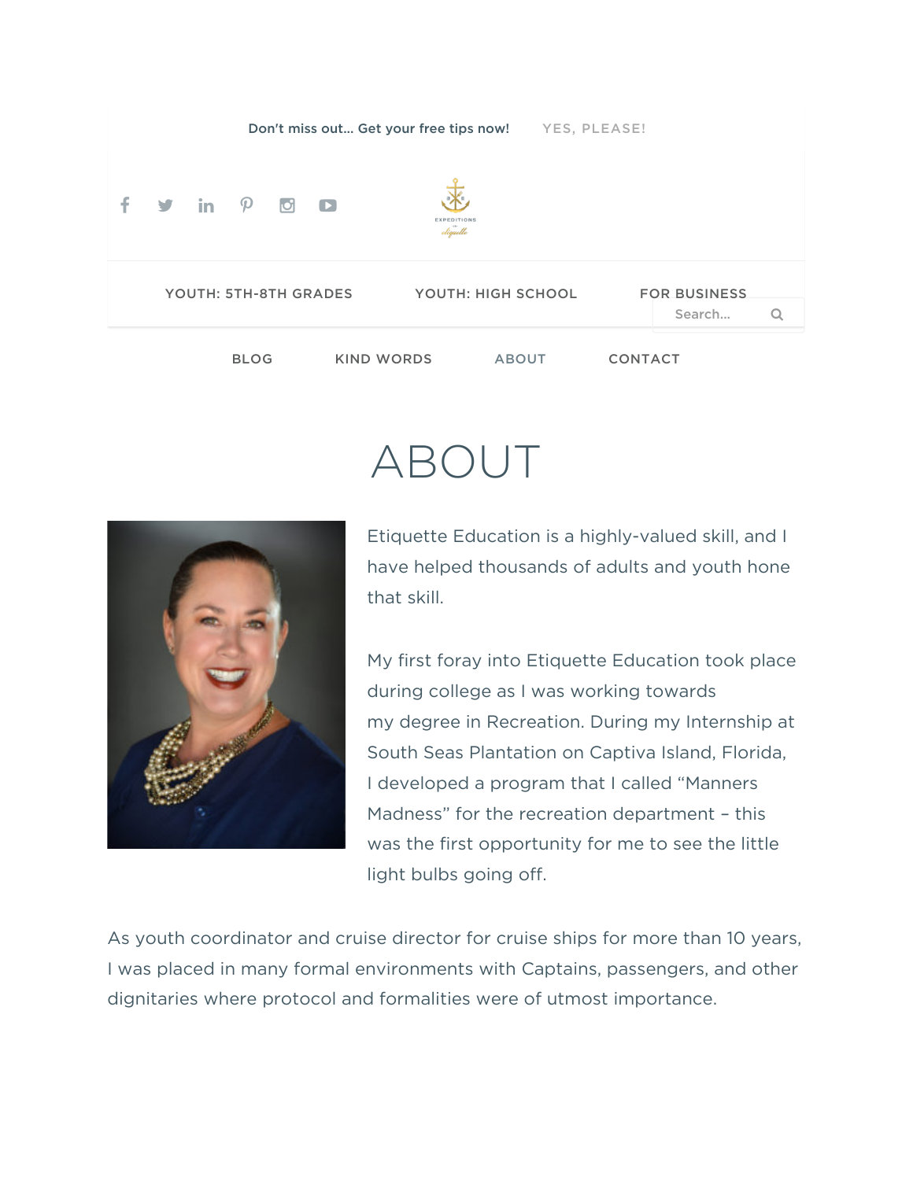Don't miss out... Get your free tips now! YES, PLEASE!

YOUTH: 5TH-8TH GRADES | YOUTH: HIGH SCHOOL | FOR BUSINESS

BLOG | KIND WORDS | ABOUT | CONTACT

# ABOUT

Etiquette Education is a highly-valued skill, and I have helped thousands of adults and youth hone that skill.

My first foray into Etiquette Education took place during college as I was working towards my degree in Recreation. During my Internship at South Seas Plantation on Captiva Island, Florida, I developed a program that I called "Manners Madness" for the recreation department – this was the first opportunity for me to see the little light bulbs going off.

As youth coordinator and cruise director for cruise ships for more than 10 years, I was placed in many formal environments with Captains, passengers, and other dignitaries where protocol and formalities were of utmost importance.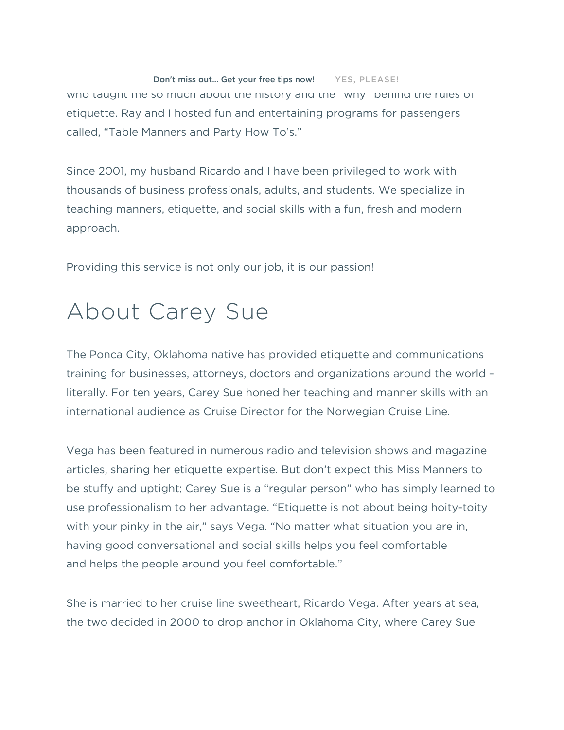who taught me so much about the history and the "why" behind the rules of etiquette. Ray and I hosted fun and entertaining programs for passengers called, "Table Manners and Party How To's."

Since 2001, my husband Ricardo and I have been privileged to work with thousands of business professionals, adults, and students. We specialize in teaching manners, etiquette, and social skills with a fun, fresh and modern approach.

Providing this service is not only our job, it is our passion!

# About Carey Sue

The Ponca City, Oklahoma native has provided etiquette and communications training for businesses, attorneys, doctors and organizations around the world – literally. For ten years, Carey Sue honed her teaching and manner skills with an international audience as Cruise Director for the Norwegian Cruise Line.

Vega has been featured in numerous radio and television shows and magazine articles, sharing her etiquette expertise. But don't expect this Miss Manners to be stuffy and uptight; Carey Sue is a "regular person" who has simply learned to use professionalism to her advantage. "Etiquette is not about being hoity-toity with your pinky in the air," says Vega. "No matter what situation you are in, having good conversational and social skills helps you feel comfortable and helps the people around you feel comfortable."

She is married to her cruise line sweetheart, Ricardo Vega. After years at sea, the two decided in 2000 to drop anchor in Oklahoma City, where Carey Sue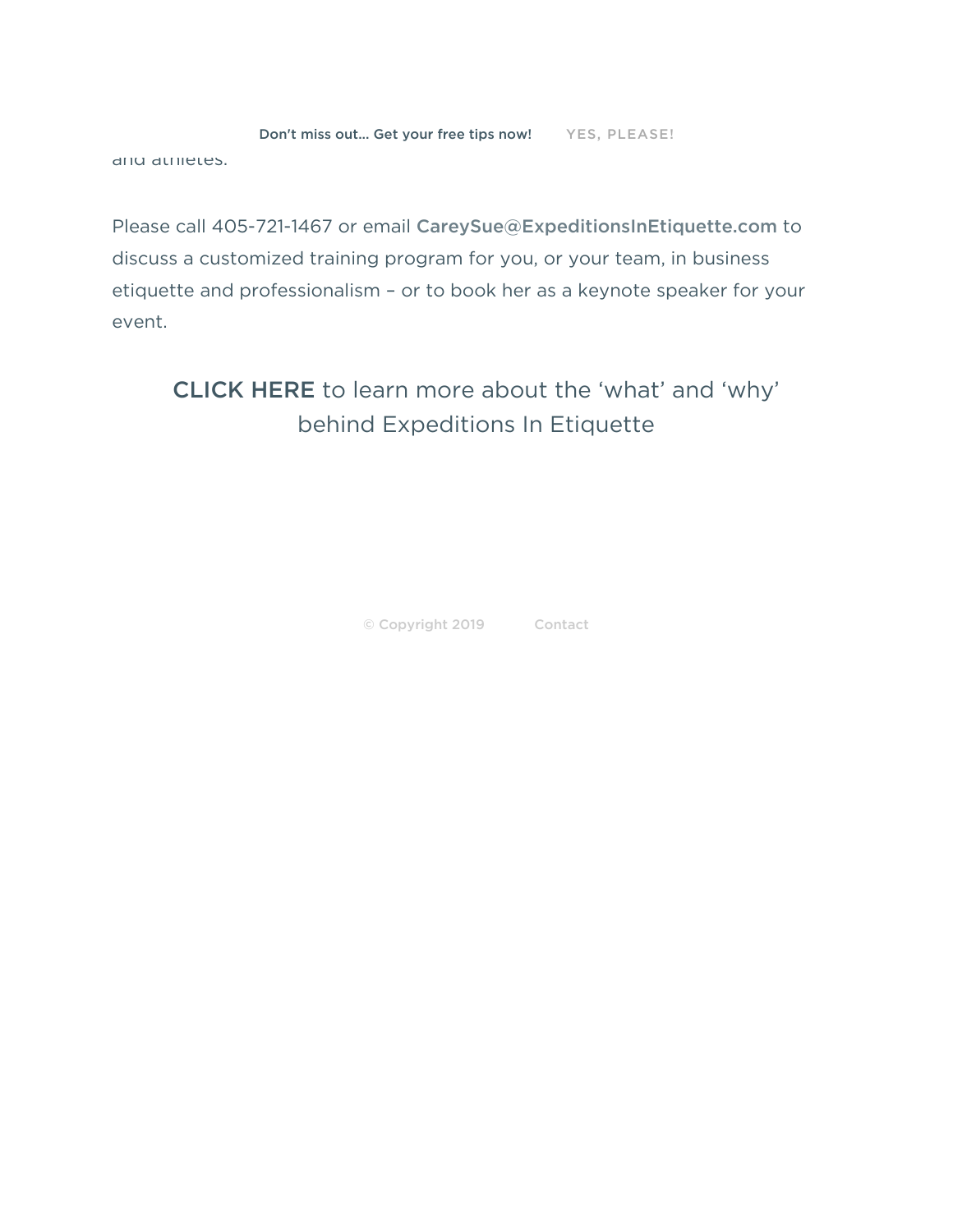and athletes.

Please call 405-721-1467 or email **CareySue@ExpeditionsInEtiquette.com** to discuss a customized training program for you, or your team, in business etiquette and professionalism – or to book her as a keynote speaker for your event.

**CLICK HERE** to learn more about the 'what' and 'why' behind Expeditions In Etiquette